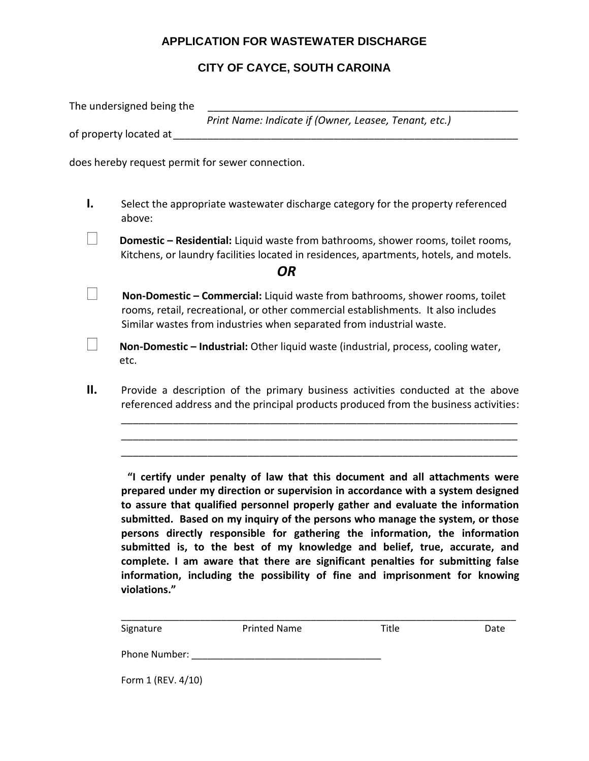# APPLICATION FOR WASTEWATER DISCHARGE

## CITY OF CAYCE, SOUTH CAROINA

The undersigned being the \_\_\_\_\_\_\_\_\_\_\_\_\_\_\_\_\_\_\_\_\_\_\_\_\_\_\_\_\_\_\_\_\_\_\_\_\_\_\_\_\_\_\_\_\_\_\_\_\_\_\_\_
*Print Name: Indicate if (Owner, Leasee, Tenant, etc.)*

of property located at \_\_\_\_\_\_\_\_\_\_\_\_\_\_\_\_\_\_\_\_\_\_\_\_\_\_\_\_\_\_\_\_\_\_\_\_\_\_\_\_\_\_\_\_\_\_\_\_\_\_\_\_\_\_\_\_\_\_

does hereby request permit for sewer connection.

**I.** Select the appropriate wastewater discharge category for the property referenced above:

☐ **Domestic – Residential:** Liquid waste from bathrooms, shower rooms, toilet rooms, Kitchens, or laundry facilities located in residences, apartments, hotels, and motels.

***OR***

☐ **Non-Domestic – Commercial:** Liquid waste from bathrooms, shower rooms, toilet rooms, retail, recreational, or other commercial establishments. It also includes Similar wastes from industries when separated from industrial waste.

☐ **Non-Domestic – Industrial:** Other liquid waste (industrial, process, cooling water, etc.

**II.** Provide a description of the primary business activities conducted at the above referenced address and the principal products produced from the business activities:

\_\_\_\_\_\_\_\_\_\_\_\_\_\_\_\_\_\_\_\_\_\_\_\_\_\_\_\_\_\_\_\_\_\_\_\_\_\_\_\_\_\_\_\_\_\_\_\_\_\_\_\_\_\_\_\_\_\_\_\_\_\_\_\_\_\_\_\_
\_\_\_\_\_\_\_\_\_\_\_\_\_\_\_\_\_\_\_\_\_\_\_\_\_\_\_\_\_\_\_\_\_\_\_\_\_\_\_\_\_\_\_\_\_\_\_\_\_\_\_\_\_\_\_\_\_\_\_\_\_\_\_\_\_\_\_\_
\_\_\_\_\_\_\_\_\_\_\_\_\_\_\_\_\_\_\_\_\_\_\_\_\_\_\_\_\_\_\_\_\_\_\_\_\_\_\_\_\_\_\_\_\_\_\_\_\_\_\_\_\_\_\_\_\_\_\_\_\_\_\_\_\_\_\_\_

**"I certify under penalty of law that this document and all attachments were prepared under my direction or supervision in accordance with a system designed to assure that qualified personnel properly gather and evaluate the information submitted. Based on my inquiry of the persons who manage the system, or those persons directly responsible for gathering the information, the information submitted is, to the best of my knowledge and belief, true, accurate, and complete. I am aware that there are significant penalties for submitting false information, including the possibility of fine and imprisonment for knowing violations."**

\_\_\_\_\_\_\_\_\_\_\_\_\_\_\_\_\_\_\_\_\_\_\_\_\_\_\_\_\_\_\_\_\_\_\_\_\_\_\_\_\_\_\_\_\_\_\_\_\_\_\_\_\_\_\_\_\_\_\_\_\_\_\_\_\_\_\_\_

Signature Printed Name Title Date

Phone Number: \_\_\_\_\_\_\_\_\_\_\_\_\_\_\_\_\_\_\_\_\_\_\_\_\_\_\_\_\_\_\_\_\_\_\_\_

Form 1 (REV. 4/10)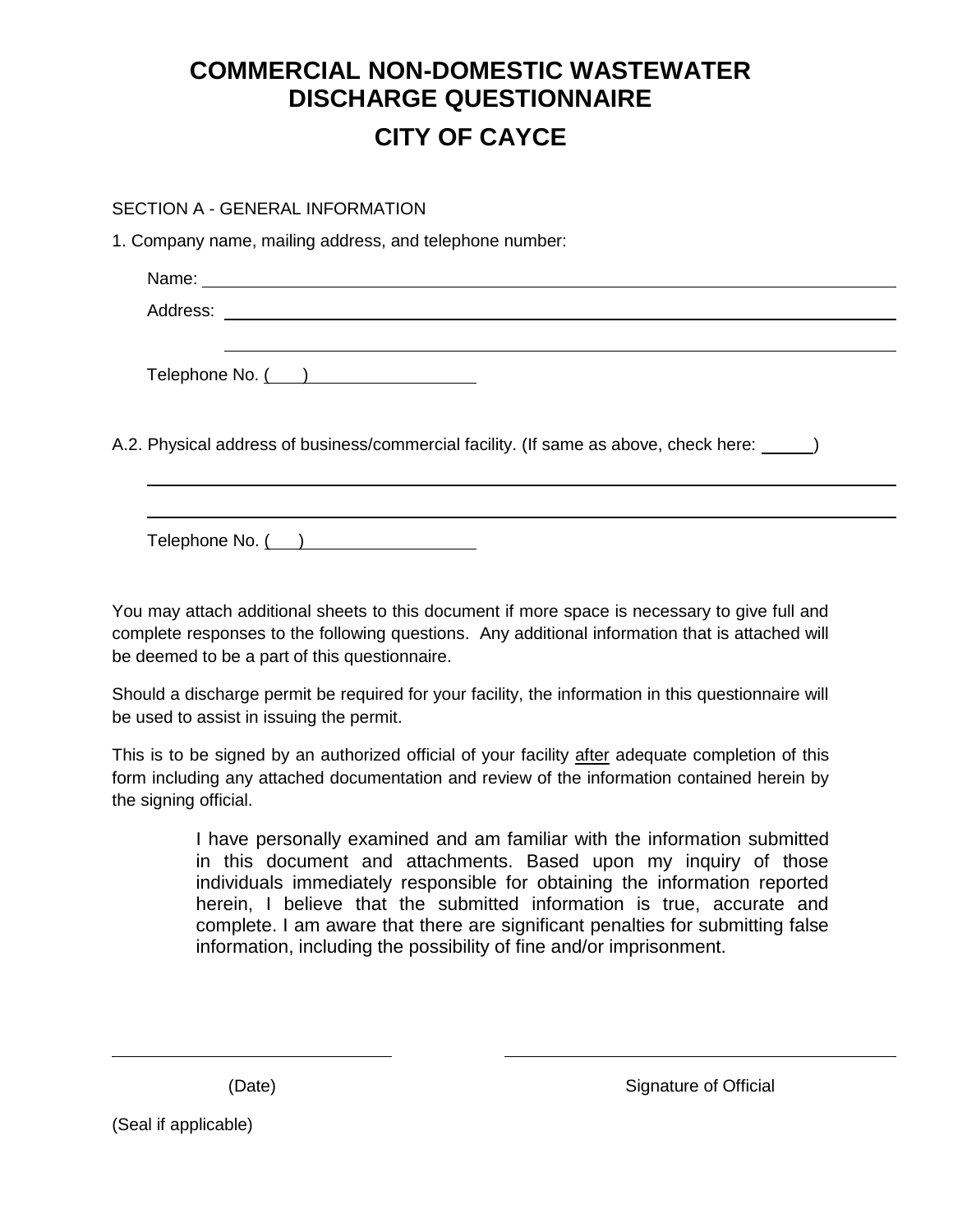# COMMERCIAL NON-DOMESTIC WASTEWATER DISCHARGE QUESTIONNAIRE

# CITY OF CAYCE

SECTION A - GENERAL INFORMATION

1. Company name, mailing address, and telephone number:

Name: ______________________________________________

Address: ______________________________________________

______________________________________________

Telephone No. (   ) ________________

A.2. Physical address of business/commercial facility. (If same as above, check here: _____)

______________________________________________

______________________________________________

Telephone No. (   ) ________________

You may attach additional sheets to this document if more space is necessary to give full and complete responses to the following questions. Any additional information that is attached will be deemed to be a part of this questionnaire.

Should a discharge permit be required for your facility, the information in this questionnaire will be used to assist in issuing the permit.

This is to be signed by an authorized official of your facility after adequate completion of this form including any attached documentation and review of the information contained herein by the signing official.

> I have personally examined and am familiar with the information submitted in this document and attachments. Based upon my inquiry of those individuals immediately responsible for obtaining the information reported herein, I believe that the submitted information is true, accurate and complete. I am aware that there are significant penalties for submitting false information, including the possibility of fine and/or imprisonment.

________________________ ________________________

(Date) Signature of Official

(Seal if applicable)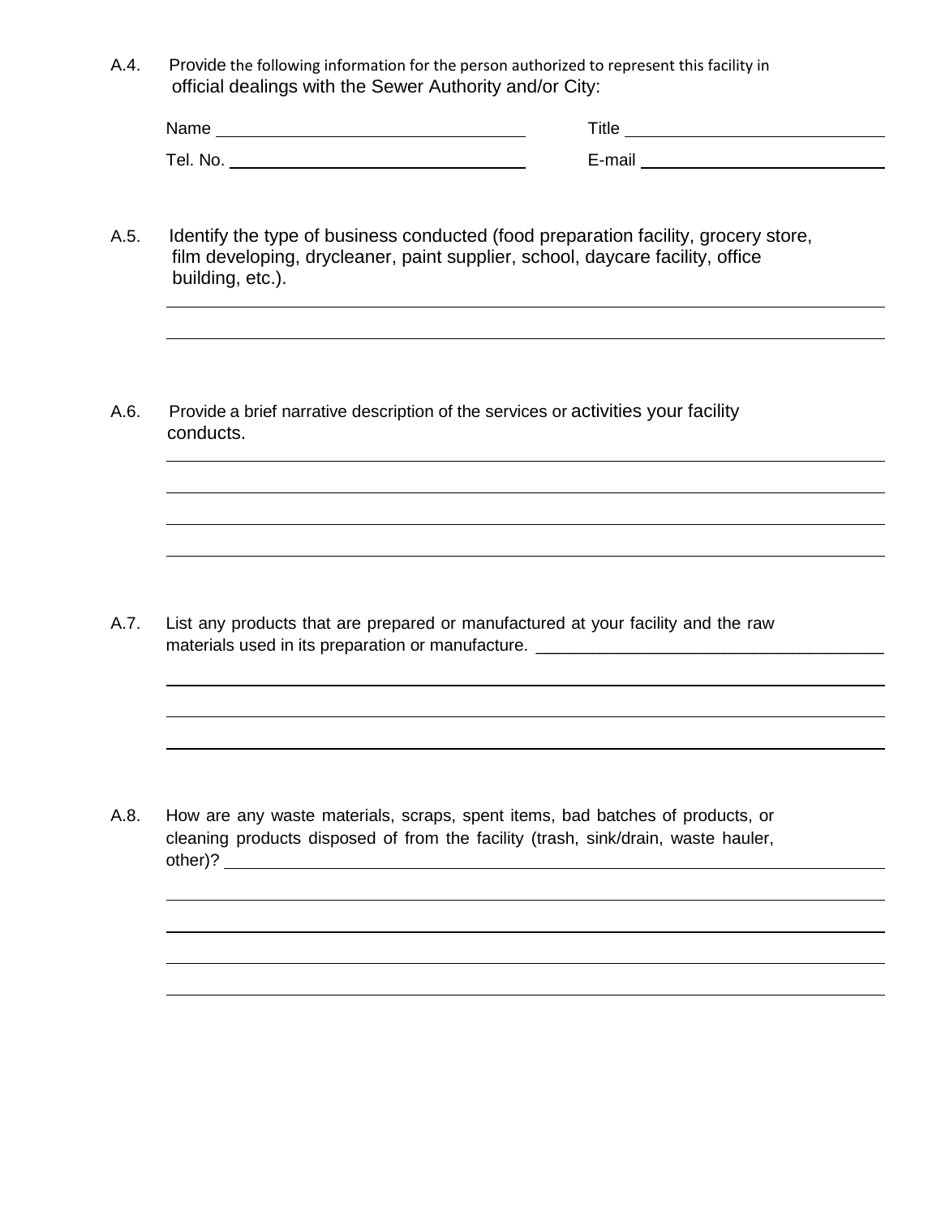A.4. Provide the following information for the person authorized to represent this facility in official dealings with the Sewer Authority and/or City:

Name ______________________________ Title ______________________________

Tel. No. ______________________________ E-mail ______________________________

A.5. Identify the type of business conducted (food preparation facility, grocery store, film developing, drycleaner, paint supplier, school, daycare facility, office building, etc.).

______________________________________________________________________

______________________________________________________________________

A.6. Provide a brief narrative description of the services or activities your facility conducts.

______________________________________________________________________

______________________________________________________________________

______________________________________________________________________

______________________________________________________________________

A.7. List any products that are prepared or manufactured at your facility and the raw materials used in its preparation or manufacture. ______________________________

______________________________________________________________________

______________________________________________________________________

______________________________________________________________________

A.8. How are any waste materials, scraps, spent items, bad batches of products, or cleaning products disposed of from the facility (trash, sink/drain, waste hauler, other)? ______________________________

______________________________________________________________________

______________________________________________________________________

______________________________________________________________________

______________________________________________________________________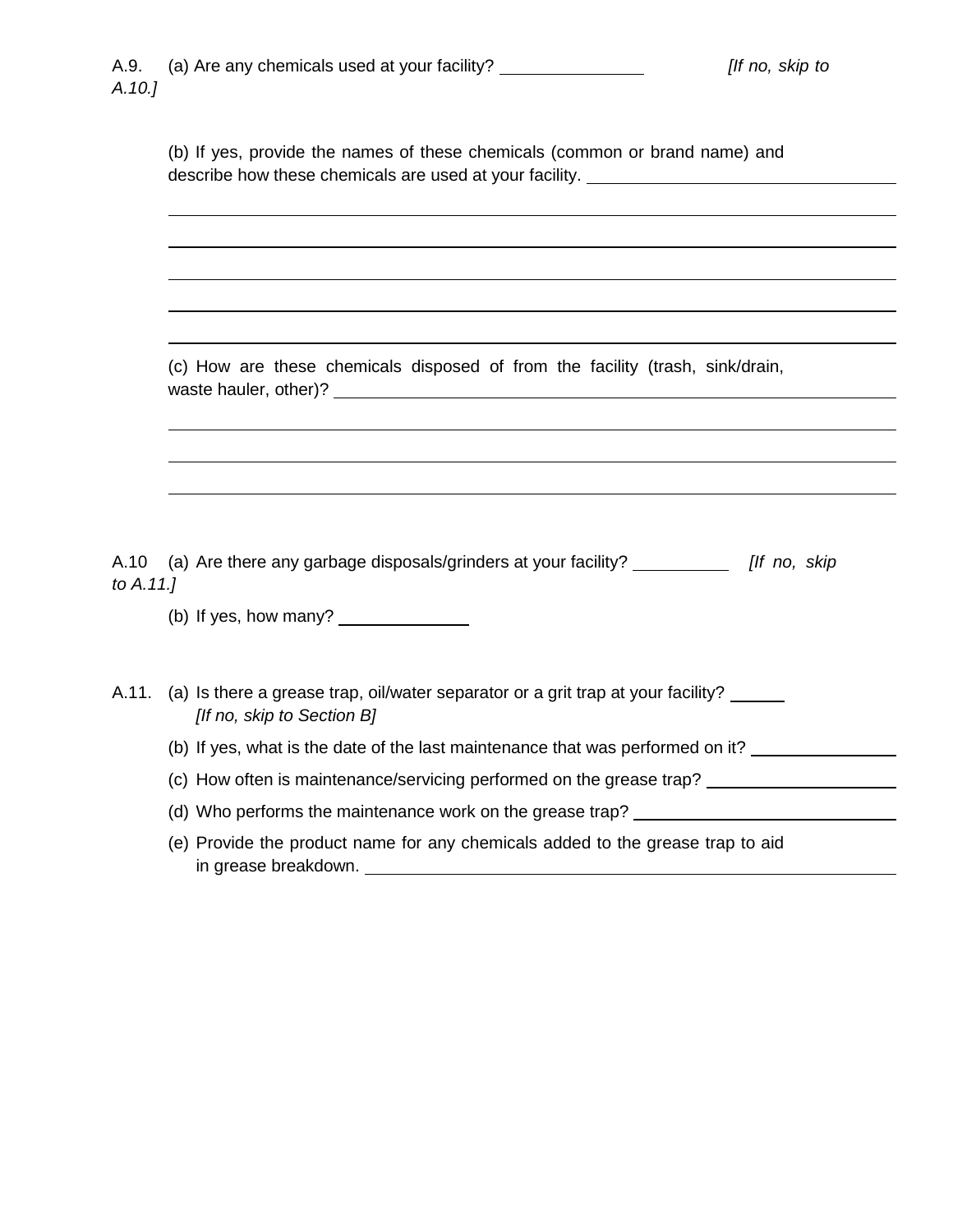A.9. (a) Are any chemicals used at your facility? _______________ *[If no, skip to A.10.]*

(b) If yes, provide the names of these chemicals (common or brand name) and describe how these chemicals are used at your facility. ________________________________

____________________________________________________________________________

____________________________________________________________________________

____________________________________________________________________________

____________________________________________________________________________

____________________________________________________________________________

(c) How are these chemicals disposed of from the facility (trash, sink/drain, waste hauler, other)? ____________________________________________________________

____________________________________________________________________________

____________________________________________________________________________

____________________________________________________________________________

A.10 (a) Are there any garbage disposals/grinders at your facility? __________ *[If no, skip to A.11.]*

(b) If yes, how many? ______________

A.11. (a) Is there a grease trap, oil/water separator or a grit trap at your facility? ______ *[If no, skip to Section B]*

(b) If yes, what is the date of the last maintenance that was performed on it? ________________

(c) How often is maintenance/servicing performed on the grease trap? ____________________

(d) Who performs the maintenance work on the grease trap? ____________________________

(e) Provide the product name for any chemicals added to the grease trap to aid in grease breakdown. ___________________________________________________________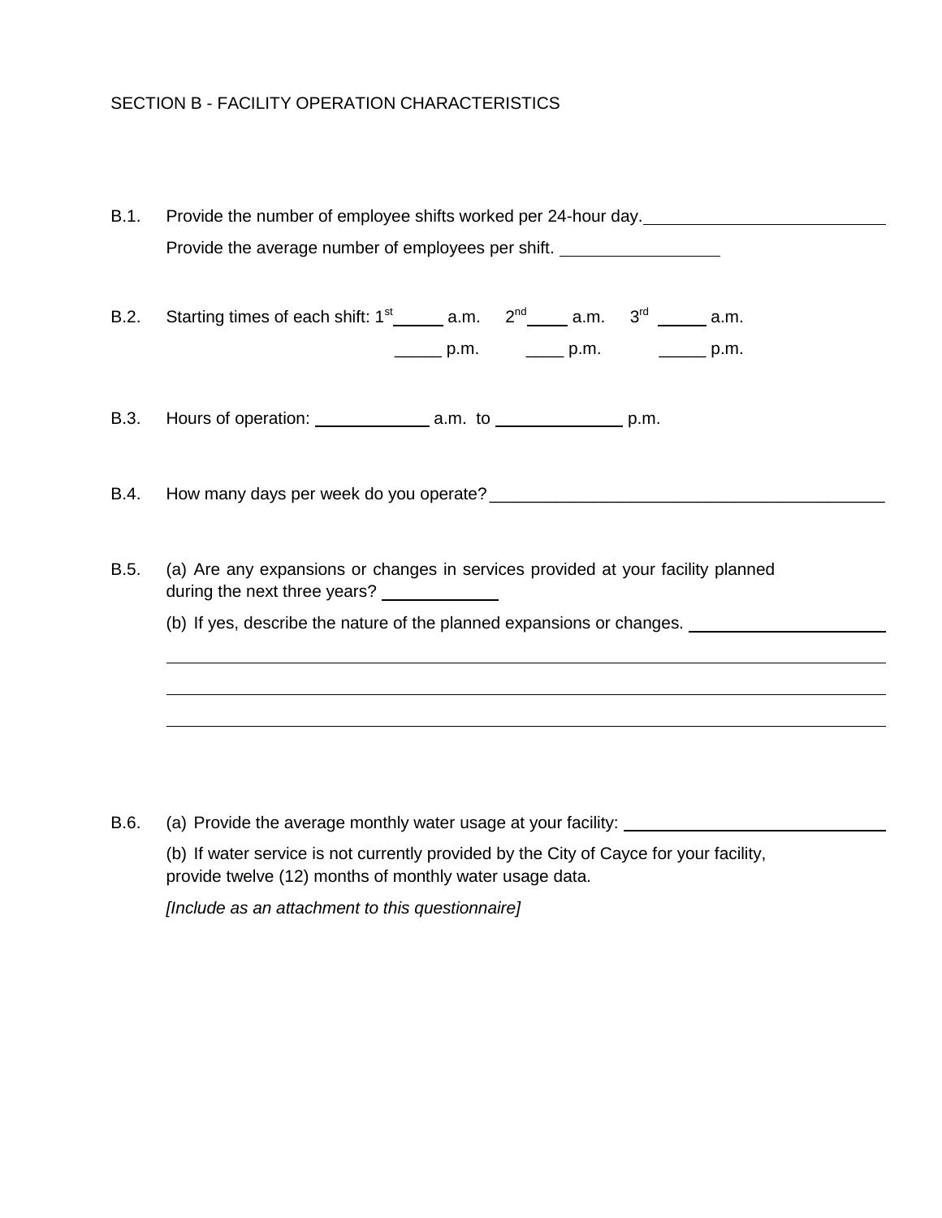SECTION B - FACILITY OPERATION CHARACTERISTICS

B.1. Provide the number of employee shifts worked per 24-hour day. ____________________

Provide the average number of employees per shift. ______________

B.2. Starting times of each shift: 1st _____ a.m. 2nd ____ a.m. 3rd _____ a.m.

_____ p.m. ____ p.m. _____ p.m.

B.3. Hours of operation: __________ a.m. to ___________ p.m.

B.4. How many days per week do you operate? ________________________________

B.5. (a) Are any expansions or changes in services provided at your facility planned during the next three years? __________

(b) If yes, describe the nature of the planned expansions or changes. ________________

______________________________________________________________________

______________________________________________________________________

______________________________________________________________________

B.6. (a) Provide the average monthly water usage at your facility: ______________________

(b) If water service is not currently provided by the City of Cayce for your facility, provide twelve (12) months of monthly water usage data.

*[Include as an attachment to this questionnaire]*